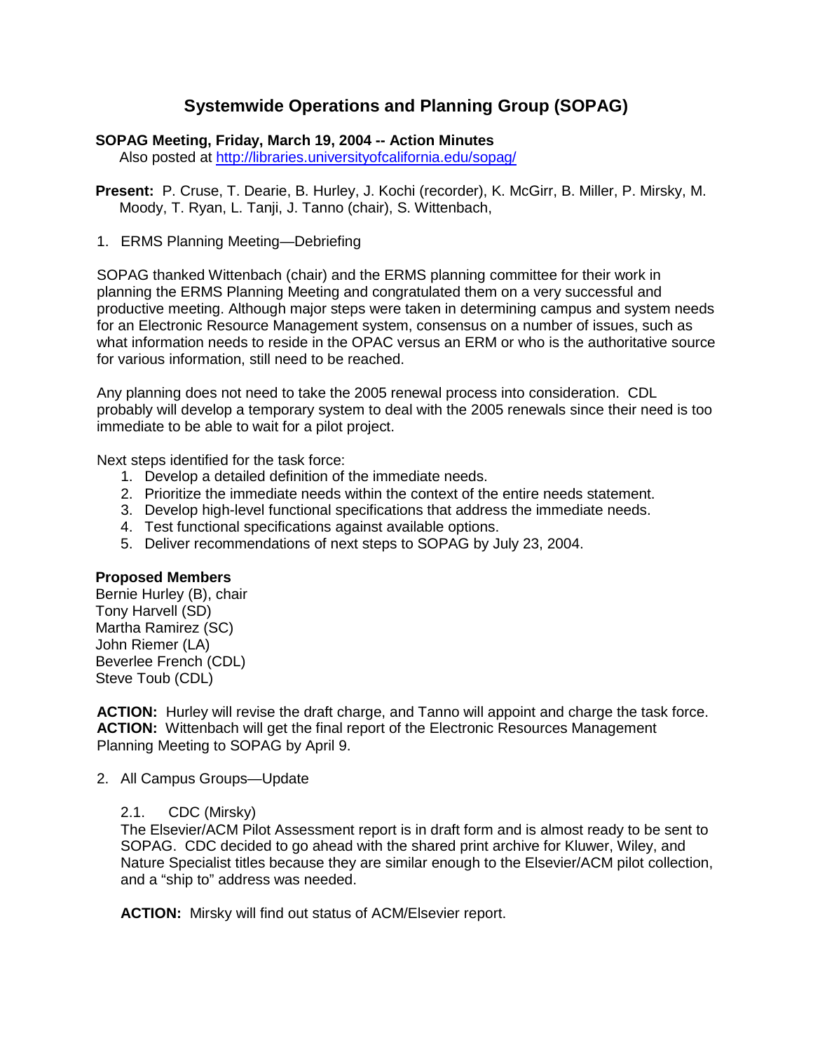# Systemwide Operations and Planning Group (SOPAG)

**SOPAG Meeting, Friday, March 19, 2004 -- Action Minutes**
Also posted at http://libraries.universityofcalifornia.edu/sopag/

**Present:** P. Cruse, T. Dearie, B. Hurley, J. Kochi (recorder), K. McGirr, B. Miller, P. Mirsky, M. Moody, T. Ryan, L. Tanji, J. Tanno (chair), S. Wittenbach,

1. ERMS Planning Meeting—Debriefing

SOPAG thanked Wittenbach (chair) and the ERMS planning committee for their work in planning the ERMS Planning Meeting and congratulated them on a very successful and productive meeting. Although major steps were taken in determining campus and system needs for an Electronic Resource Management system, consensus on a number of issues, such as what information needs to reside in the OPAC versus an ERM or who is the authoritative source for various information, still need to be reached.

Any planning does not need to take the 2005 renewal process into consideration. CDL probably will develop a temporary system to deal with the 2005 renewals since their need is too immediate to be able to wait for a pilot project.

Next steps identified for the task force:

1. Develop a detailed definition of the immediate needs.
2. Prioritize the immediate needs within the context of the entire needs statement.
3. Develop high-level functional specifications that address the immediate needs.
4. Test functional specifications against available options.
5. Deliver recommendations of next steps to SOPAG by July 23, 2004.

**Proposed Members**
Bernie Hurley (B), chair
Tony Harvell (SD)
Martha Ramirez (SC)
John Riemer (LA)
Beverlee French (CDL)
Steve Toub (CDL)

**ACTION:** Hurley will revise the draft charge, and Tanno will appoint and charge the task force.
**ACTION:** Wittenbach will get the final report of the Electronic Resources Management Planning Meeting to SOPAG by April 9.

2. All Campus Groups—Update

2.1. CDC (Mirsky)
The Elsevier/ACM Pilot Assessment report is in draft form and is almost ready to be sent to SOPAG. CDC decided to go ahead with the shared print archive for Kluwer, Wiley, and Nature Specialist titles because they are similar enough to the Elsevier/ACM pilot collection, and a "ship to" address was needed.

**ACTION:** Mirsky will find out status of ACM/Elsevier report.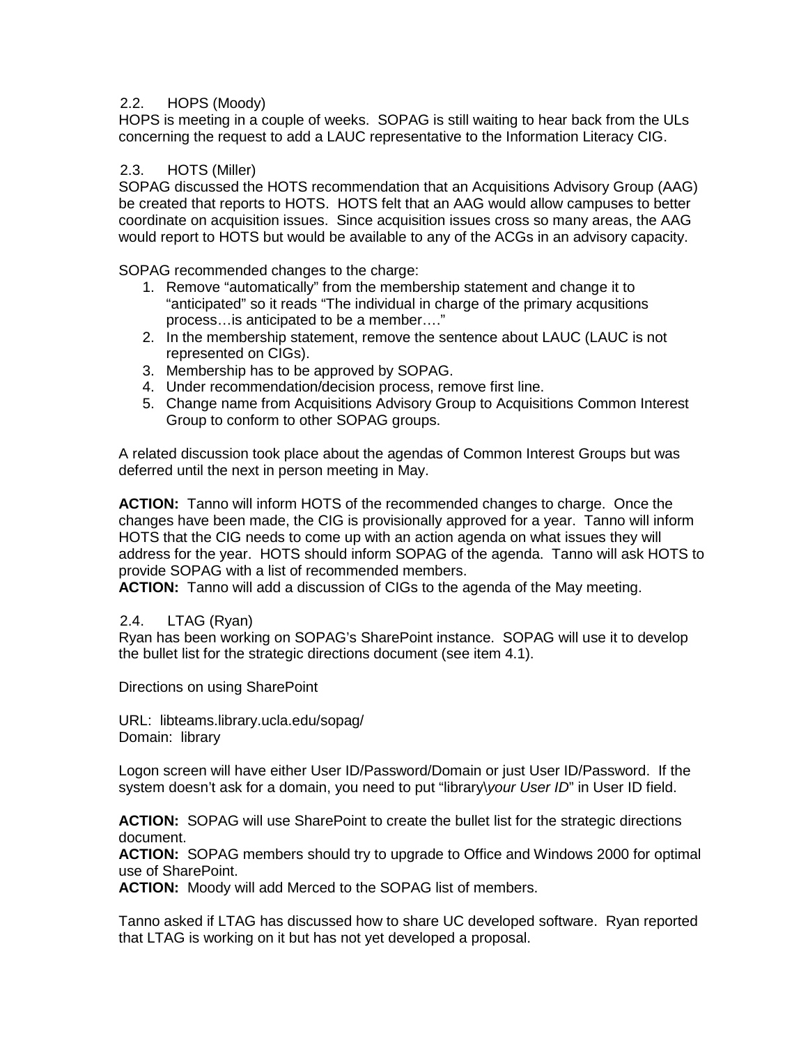### 2.2. HOPS (Moody)

HOPS is meeting in a couple of weeks. SOPAG is still waiting to hear back from the ULs concerning the request to add a LAUC representative to the Information Literacy CIG.

### 2.3. HOTS (Miller)

SOPAG discussed the HOTS recommendation that an Acquisitions Advisory Group (AAG) be created that reports to HOTS. HOTS felt that an AAG would allow campuses to better coordinate on acquisition issues. Since acquisition issues cross so many areas, the AAG would report to HOTS but would be available to any of the ACGs in an advisory capacity.

SOPAG recommended changes to the charge:

1. Remove "automatically" from the membership statement and change it to "anticipated" so it reads "The individual in charge of the primary acqusitions process…is anticipated to be a member…."
2. In the membership statement, remove the sentence about LAUC (LAUC is not represented on CIGs).
3. Membership has to be approved by SOPAG.
4. Under recommendation/decision process, remove first line.
5. Change name from Acquisitions Advisory Group to Acquisitions Common Interest Group to conform to other SOPAG groups.

A related discussion took place about the agendas of Common Interest Groups but was deferred until the next in person meeting in May.

**ACTION:** Tanno will inform HOTS of the recommended changes to charge. Once the changes have been made, the CIG is provisionally approved for a year. Tanno will inform HOTS that the CIG needs to come up with an action agenda on what issues they will address for the year. HOTS should inform SOPAG of the agenda. Tanno will ask HOTS to provide SOPAG with a list of recommended members.
**ACTION:** Tanno will add a discussion of CIGs to the agenda of the May meeting.

### 2.4. LTAG (Ryan)

Ryan has been working on SOPAG's SharePoint instance. SOPAG will use it to develop the bullet list for the strategic directions document (see item 4.1).

Directions on using SharePoint

URL: libteams.library.ucla.edu/sopag/
Domain: library

Logon screen will have either User ID/Password/Domain or just User ID/Password. If the system doesn't ask for a domain, you need to put "library\\*your User ID*" in User ID field.

**ACTION:** SOPAG will use SharePoint to create the bullet list for the strategic directions document.
**ACTION:** SOPAG members should try to upgrade to Office and Windows 2000 for optimal use of SharePoint.
**ACTION:** Moody will add Merced to the SOPAG list of members.

Tanno asked if LTAG has discussed how to share UC developed software. Ryan reported that LTAG is working on it but has not yet developed a proposal.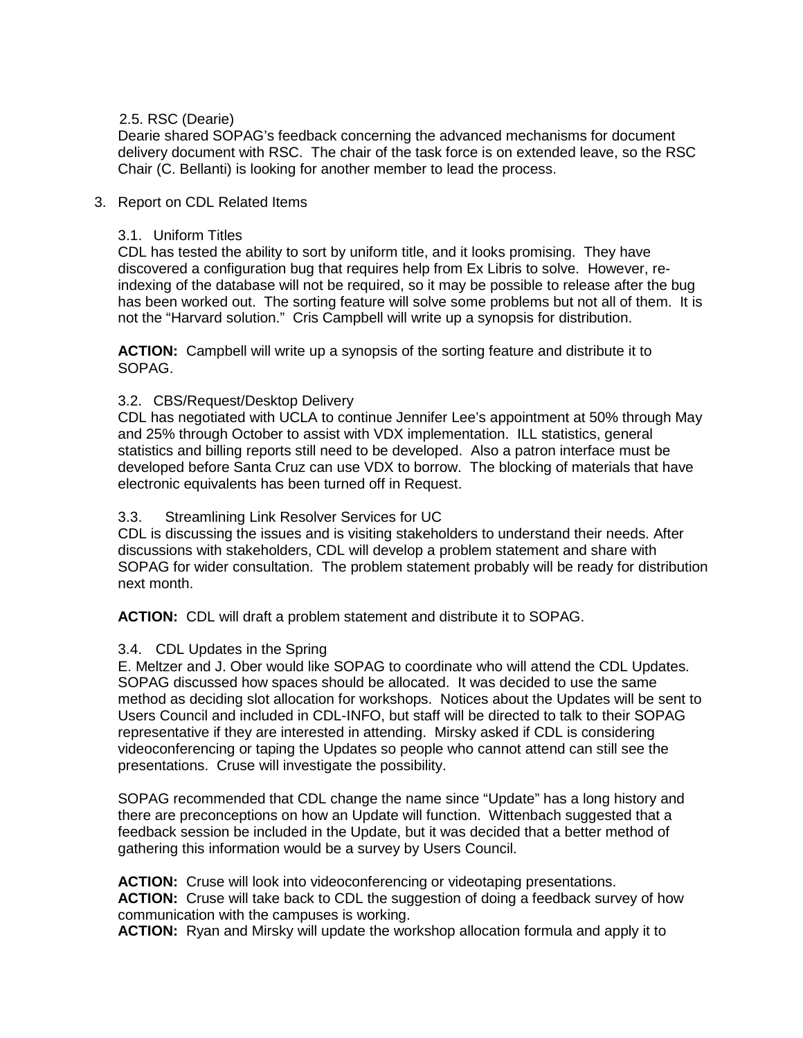2.5. RSC (Dearie)

Dearie shared SOPAG's feedback concerning the advanced mechanisms for document delivery document with RSC. The chair of the task force is on extended leave, so the RSC Chair (C. Bellanti) is looking for another member to lead the process.

3. Report on CDL Related Items

3.1. Uniform Titles

CDL has tested the ability to sort by uniform title, and it looks promising. They have discovered a configuration bug that requires help from Ex Libris to solve. However, re-indexing of the database will not be required, so it may be possible to release after the bug has been worked out. The sorting feature will solve some problems but not all of them. It is not the "Harvard solution." Cris Campbell will write up a synopsis for distribution.

**ACTION:** Campbell will write up a synopsis of the sorting feature and distribute it to SOPAG.

3.2. CBS/Request/Desktop Delivery

CDL has negotiated with UCLA to continue Jennifer Lee's appointment at 50% through May and 25% through October to assist with VDX implementation. ILL statistics, general statistics and billing reports still need to be developed. Also a patron interface must be developed before Santa Cruz can use VDX to borrow. The blocking of materials that have electronic equivalents has been turned off in Request.

3.3. Streamlining Link Resolver Services for UC

CDL is discussing the issues and is visiting stakeholders to understand their needs. After discussions with stakeholders, CDL will develop a problem statement and share with SOPAG for wider consultation. The problem statement probably will be ready for distribution next month.

**ACTION:** CDL will draft a problem statement and distribute it to SOPAG.

3.4. CDL Updates in the Spring

E. Meltzer and J. Ober would like SOPAG to coordinate who will attend the CDL Updates. SOPAG discussed how spaces should be allocated. It was decided to use the same method as deciding slot allocation for workshops. Notices about the Updates will be sent to Users Council and included in CDL-INFO, but staff will be directed to talk to their SOPAG representative if they are interested in attending. Mirsky asked if CDL is considering videoconferencing or taping the Updates so people who cannot attend can still see the presentations. Cruse will investigate the possibility.

SOPAG recommended that CDL change the name since "Update" has a long history and there are preconceptions on how an Update will function. Wittenbach suggested that a feedback session be included in the Update, but it was decided that a better method of gathering this information would be a survey by Users Council.

**ACTION:** Cruse will look into videoconferencing or videotaping presentations.
**ACTION:** Cruse will take back to CDL the suggestion of doing a feedback survey of how communication with the campuses is working.
**ACTION:** Ryan and Mirsky will update the workshop allocation formula and apply it to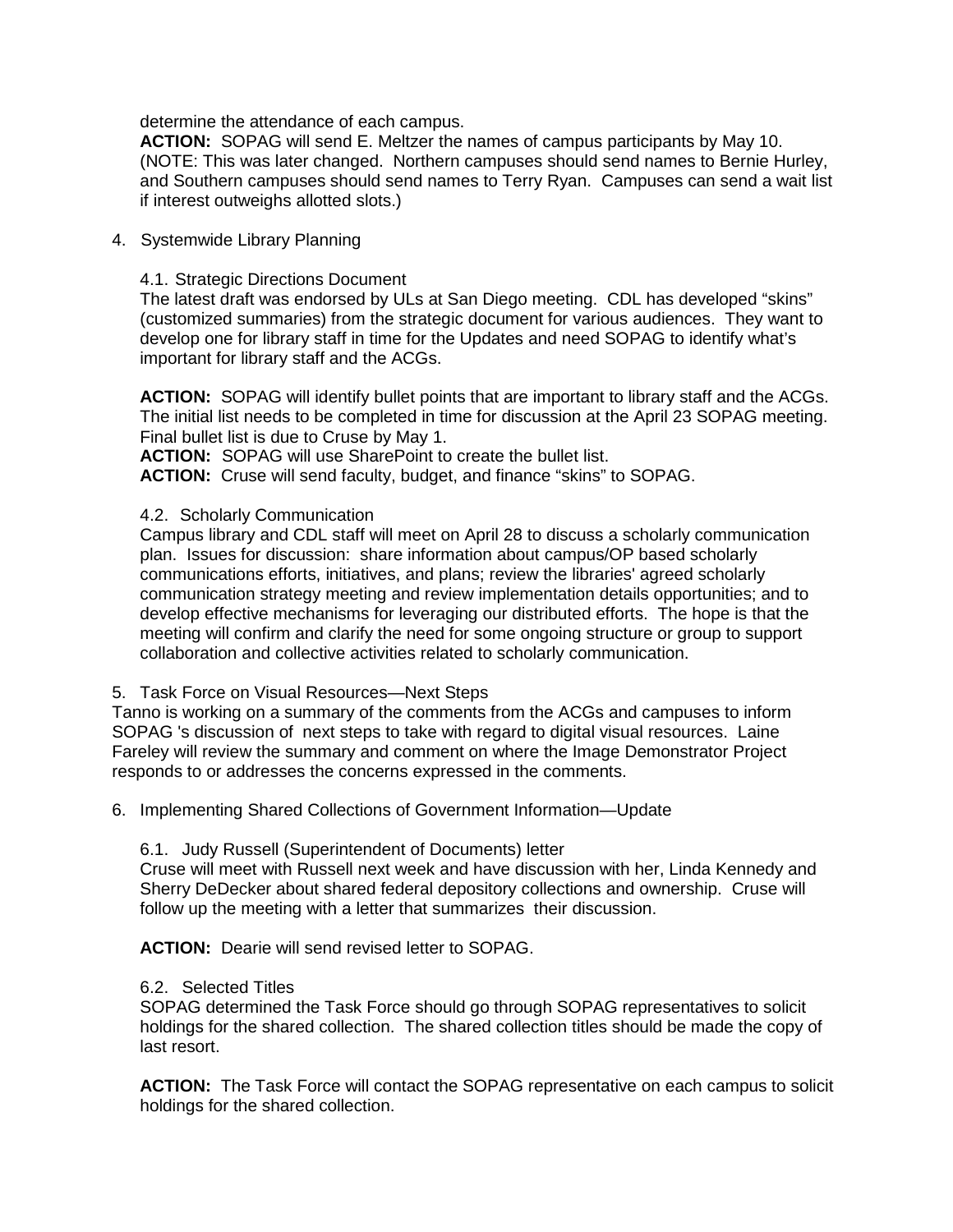determine the attendance of each campus.

**ACTION:** SOPAG will send E. Meltzer the names of campus participants by May 10. (NOTE: This was later changed. Northern campuses should send names to Bernie Hurley, and Southern campuses should send names to Terry Ryan. Campuses can send a wait list if interest outweighs allotted slots.)

4. Systemwide Library Planning

4.1. Strategic Directions Document

The latest draft was endorsed by ULs at San Diego meeting. CDL has developed "skins" (customized summaries) from the strategic document for various audiences. They want to develop one for library staff in time for the Updates and need SOPAG to identify what's important for library staff and the ACGs.

**ACTION:** SOPAG will identify bullet points that are important to library staff and the ACGs. The initial list needs to be completed in time for discussion at the April 23 SOPAG meeting. Final bullet list is due to Cruse by May 1.

**ACTION:** SOPAG will use SharePoint to create the bullet list.

**ACTION:** Cruse will send faculty, budget, and finance "skins" to SOPAG.

4.2. Scholarly Communication

Campus library and CDL staff will meet on April 28 to discuss a scholarly communication plan. Issues for discussion: share information about campus/OP based scholarly communications efforts, initiatives, and plans; review the libraries' agreed scholarly communication strategy meeting and review implementation details opportunities; and to develop effective mechanisms for leveraging our distributed efforts. The hope is that the meeting will confirm and clarify the need for some ongoing structure or group to support collaboration and collective activities related to scholarly communication.

5. Task Force on Visual Resources—Next Steps

Tanno is working on a summary of the comments from the ACGs and campuses to inform SOPAG 's discussion of next steps to take with regard to digital visual resources. Laine Fareley will review the summary and comment on where the Image Demonstrator Project responds to or addresses the concerns expressed in the comments.

6. Implementing Shared Collections of Government Information—Update

6.1. Judy Russell (Superintendent of Documents) letter

Cruse will meet with Russell next week and have discussion with her, Linda Kennedy and Sherry DeDecker about shared federal depository collections and ownership. Cruse will follow up the meeting with a letter that summarizes their discussion.

**ACTION:** Dearie will send revised letter to SOPAG.

6.2. Selected Titles

SOPAG determined the Task Force should go through SOPAG representatives to solicit holdings for the shared collection. The shared collection titles should be made the copy of last resort.

**ACTION:** The Task Force will contact the SOPAG representative on each campus to solicit holdings for the shared collection.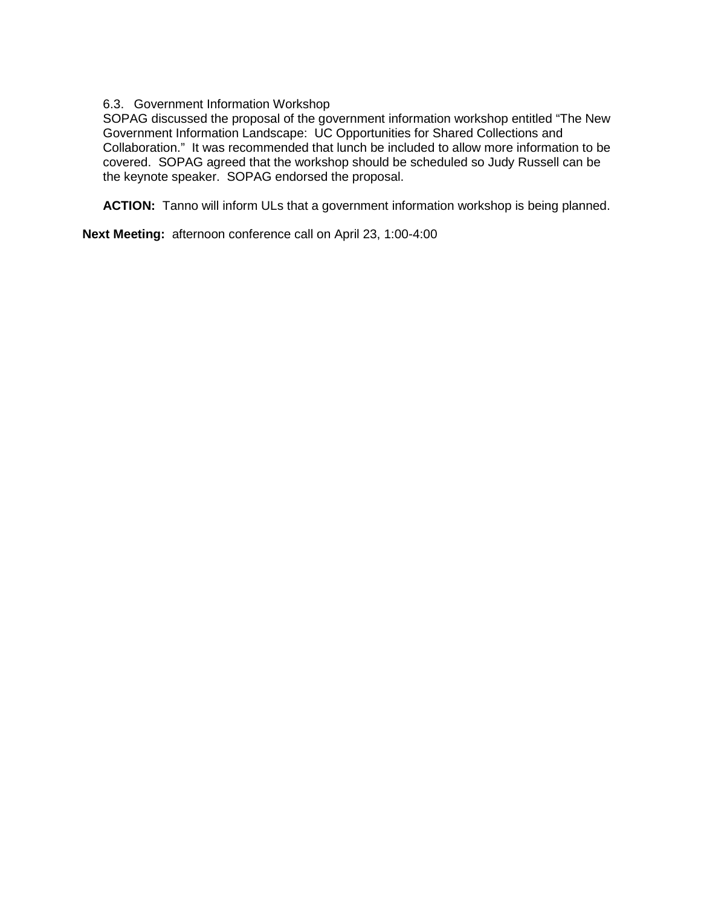6.3. Government Information Workshop

SOPAG discussed the proposal of the government information workshop entitled "The New Government Information Landscape: UC Opportunities for Shared Collections and Collaboration." It was recommended that lunch be included to allow more information to be covered. SOPAG agreed that the workshop should be scheduled so Judy Russell can be the keynote speaker. SOPAG endorsed the proposal.

**ACTION:** Tanno will inform ULs that a government information workshop is being planned.

**Next Meeting:** afternoon conference call on April 23, 1:00-4:00